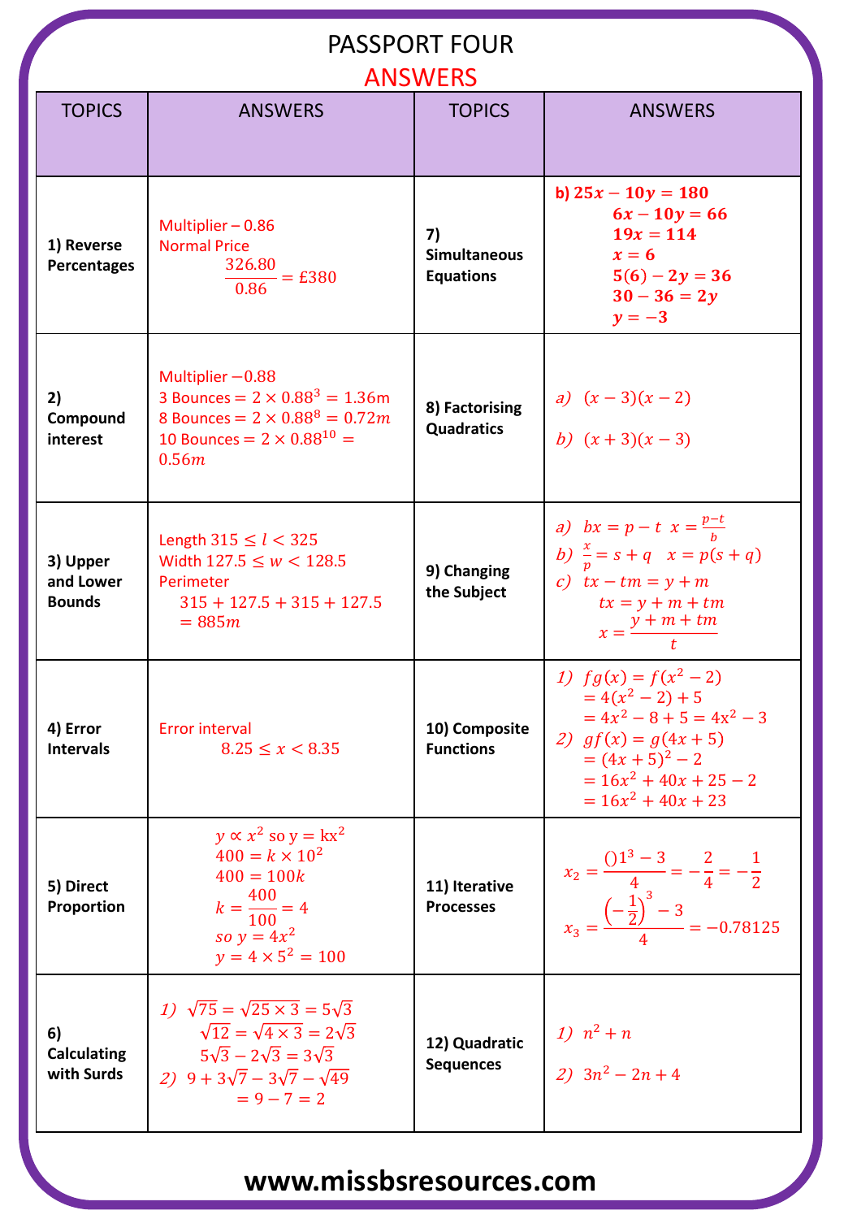# PASSPORT FOUR

## ANSWERS

| TOPICS | ANSWERS | TOPICS | ANSWERS |
|---|---|---|---|
| **1) Reverse Percentages** | Multiplier – 0.86<br>Normal Price<br>$\frac{326.80}{0.86} = £380$ | **7) Simultaneous Equations** | **b)** $25x - 10y = 180$<br>$6x - 10y = 66$<br>$19x = 114$<br>$x = 6$<br>$5(6) - 2y = 36$<br>$30 - 36 = 2y$<br>$y = -3$ |
| **2) Compound interest** | Multiplier –0.88<br>3 Bounces $= 2 \times 0.88^3 = 1.36m$<br>8 Bounces $= 2 \times 0.88^8 = 0.72m$<br>10 Bounces $= 2 \times 0.88^{10} = 0.56m$ | **8) Factorising Quadratics** | *a)* $(x-3)(x-2)$<br>*b)* $(x+3)(x-3)$ |
| **3) Upper and Lower Bounds** | Length $315 \leq l < 325$<br>Width $127.5 \leq w < 128.5$<br>Perimeter<br>$315 + 127.5 + 315 + 127.5 = 885m$ | **9) Changing the Subject** | *a)* $bx = p - t \quad x = \frac{p-t}{b}$<br>*b)* $\frac{x}{p} = s + q \quad x = p(s+q)$<br>*c)* $tx - tm = y + m$<br>$tx = y + m + tm$<br>$x = \frac{y + m + tm}{t}$ |
| **4) Error Intervals** | Error interval<br>$8.25 \leq x < 8.35$ | **10) Composite Functions** | *1)* $fg(x) = f(x^2 - 2)$<br>$= 4(x^2 - 2) + 5$<br>$= 4x^2 - 8 + 5 = 4x^2 - 3$<br>*2)* $gf(x) = g(4x + 5)$<br>$= (4x+5)^2 - 2$<br>$= 16x^2 + 40x + 25 - 2$<br>$= 16x^2 + 40x + 23$ |
| **5) Direct Proportion** | $y \propto x^2$ so $y = kx^2$<br>$400 = k \times 10^2$<br>$400 = 100k$<br>$k = \frac{400}{100} = 4$<br>so $y = 4x^2$<br>$y = 4 \times 5^2 = 100$ | **11) Iterative Processes** | $x_2 = \frac{()1^3 - 3}{4} = -\frac{2}{4} = -\frac{1}{2}$<br>$x_3 = \frac{\left(-\frac{1}{2}\right)^3 - 3}{4} = -0.78125$ |
| **6) Calculating with Surds** | *1)* $\sqrt{75} = \sqrt{25 \times 3} = 5\sqrt{3}$<br>$\sqrt{12} = \sqrt{4 \times 3} = 2\sqrt{3}$<br>$5\sqrt{3} - 2\sqrt{3} = 3\sqrt{3}$<br>*2)* $9 + 3\sqrt{7} - 3\sqrt{7} - \sqrt{49}$<br>$= 9 - 7 = 2$ | **12) Quadratic Sequences** | *1)* $n^2 + n$<br>*2)* $3n^2 - 2n + 4$ |

**www.missbsresources.com**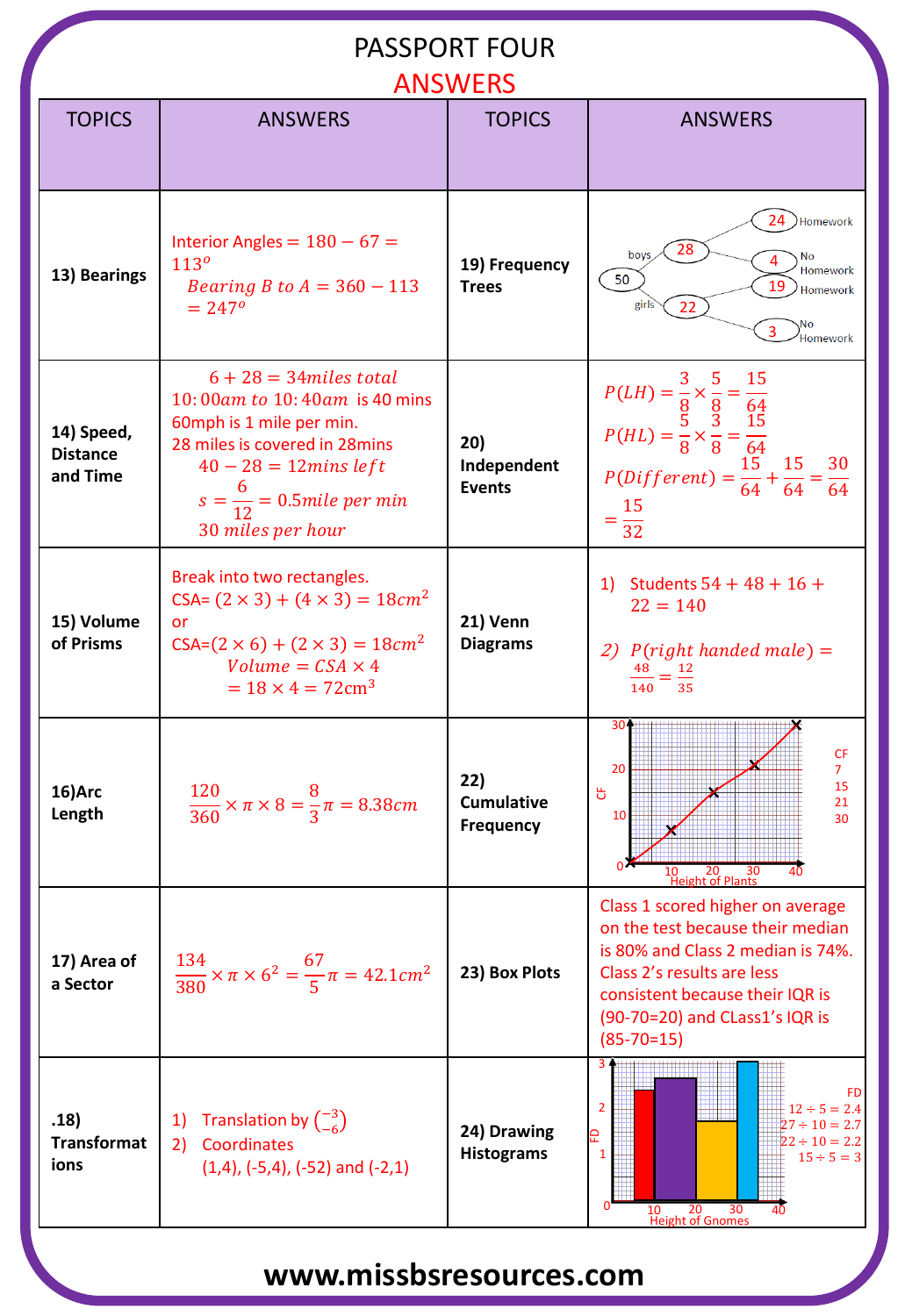# PASSPORT FOUR

## ANSWERS

| TOPICS | ANSWERS | TOPICS | ANSWERS |
|---|---|---|---|
| **13) Bearings** | $Interior\ Angles = 180 - 67 = 113^o$ <br> $Bearing\ B\ to\ A = 360 - 113 = 247^o$ | **19) Frequency Trees** | 50 → boys 28 (24 Homework, 4 No Homework); girls 22 (19 Homework, 3 No Homework) |
| **14) Speed, Distance and Time** | $6 + 28 = 34 miles\ total$ <br> $10{:}00am$ to $10{:}40am$ is 40 mins <br> 60mph is 1 mile per min. <br> 28 miles is covered in 28mins <br> $40 - 28 = 12 mins\ left$ <br> $s = \frac{6}{12} = 0.5 mile\ per\ min$ <br> $30\ miles\ per\ hour$ | **20) Independent Events** | $P(LH) = \frac{3}{8} \times \frac{5}{8} = \frac{15}{64}$ <br> $P(HL) = \frac{5}{8} \times \frac{3}{8} = \frac{15}{64}$ <br> $P(Different) = \frac{15}{64} + \frac{15}{64} = \frac{30}{64} = \frac{15}{32}$ |
| **15) Volume of Prisms** | Break into two rectangles. <br> CSA= $(2 \times 3) + (4 \times 3) = 18cm^2$ <br> or <br> CSA= $(2 \times 6) + (2 \times 3) = 18cm^2$ <br> $Volume = CSA \times 4$ <br> $= 18 \times 4 = 72\text{cm}^3$ | **21) Venn Diagrams** | 1) Students $54 + 48 + 16 + 22 = 140$ <br> 2) $P(right\ handed\ male) = \frac{48}{140} = \frac{12}{35}$ |
| **16) Arc Length** | $\frac{120}{360} \times \pi \times 8 = \frac{8}{3}\pi = 8.38cm$ | **22) Cumulative Frequency** | CF: 7, 15, 21, 30 (graph of CF against Height of Plants) |
| **17) Area of a Sector** | $\frac{134}{380} \times \pi \times 6^2 = \frac{67}{5}\pi = 42.1cm^2$ | **23) Box Plots** | Class 1 scored higher on average on the test because their median is 80% and Class 2 median is 74%. Class 2's results are less consistent because their IQR is (90-70=20) and CLass1's IQR is (85-70=15) |
| **.18) Transformations** | 1) Translation by $\binom{-3}{-6}$ <br> 2) Coordinates (1,4), (-5,4), (-52) and (-2,1) | **24) Drawing Histograms** | FD <br> $12 \div 5 = 2.4$ <br> $27 \div 10 = 2.7$ <br> $22 \div 10 = 2.2$ <br> $15 \div 5 = 3$ <br> (histogram of FD against Height of Gnomes) |

**www.missbsresources.com**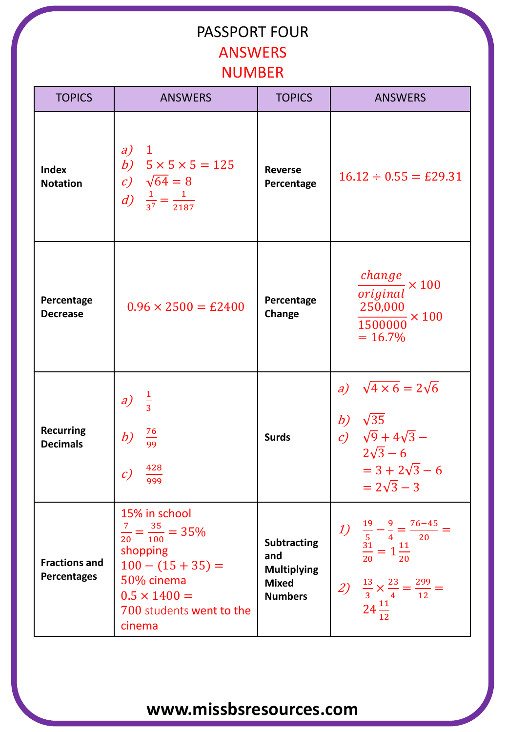# PASSPORT FOUR

## ANSWERS

## NUMBER

| TOPICS | ANSWERS | TOPICS | ANSWERS |
|---|---|---|---|
| **Index Notation** | *a)* $1$<br>*b)* $5 \times 5 \times 5 = 125$<br>*c)* $\sqrt{64} = 8$<br>*d)* $\frac{1}{3^7} = \frac{1}{2187}$ | **Reverse Percentage** | $16.12 \div 0.55 = £29.31$ |
| **Percentage Decrease** | $0.96 \times 2500 = £2400$ | **Percentage Change** | $\frac{change}{original} \times 100$<br>$\frac{250{,}000}{1500000} \times 100$<br>$= 16.7\%$ |
| **Recurring Decimals** | *a)* $\frac{1}{3}$<br>*b)* $\frac{76}{99}$<br>*c)* $\frac{428}{999}$ | **Surds** | *a)* $\sqrt{4 \times 6} = 2\sqrt{6}$<br>*b)* $\sqrt{35}$<br>*c)* $\sqrt{9} + 4\sqrt{3} - 2\sqrt{3} - 6$<br>$= 3 + 2\sqrt{3} - 6$<br>$= 2\sqrt{3} - 3$ |
| **Fractions and Percentages** | 15% in school<br>$\frac{7}{20} = \frac{35}{100} = 35\%$ shopping<br>$100 - (15 + 35) =$ 50% cinema<br>$0.5 \times 1400 =$ 700 students went to the cinema | **Subtracting and Multiplying Mixed Numbers** | *1)* $\frac{19}{5} - \frac{9}{4} = \frac{76-45}{20} = \frac{31}{20} = 1\frac{11}{20}$<br>*2)* $\frac{13}{3} \times \frac{23}{4} = \frac{299}{12} = 24\frac{11}{12}$ |

**www.missbsresources.com**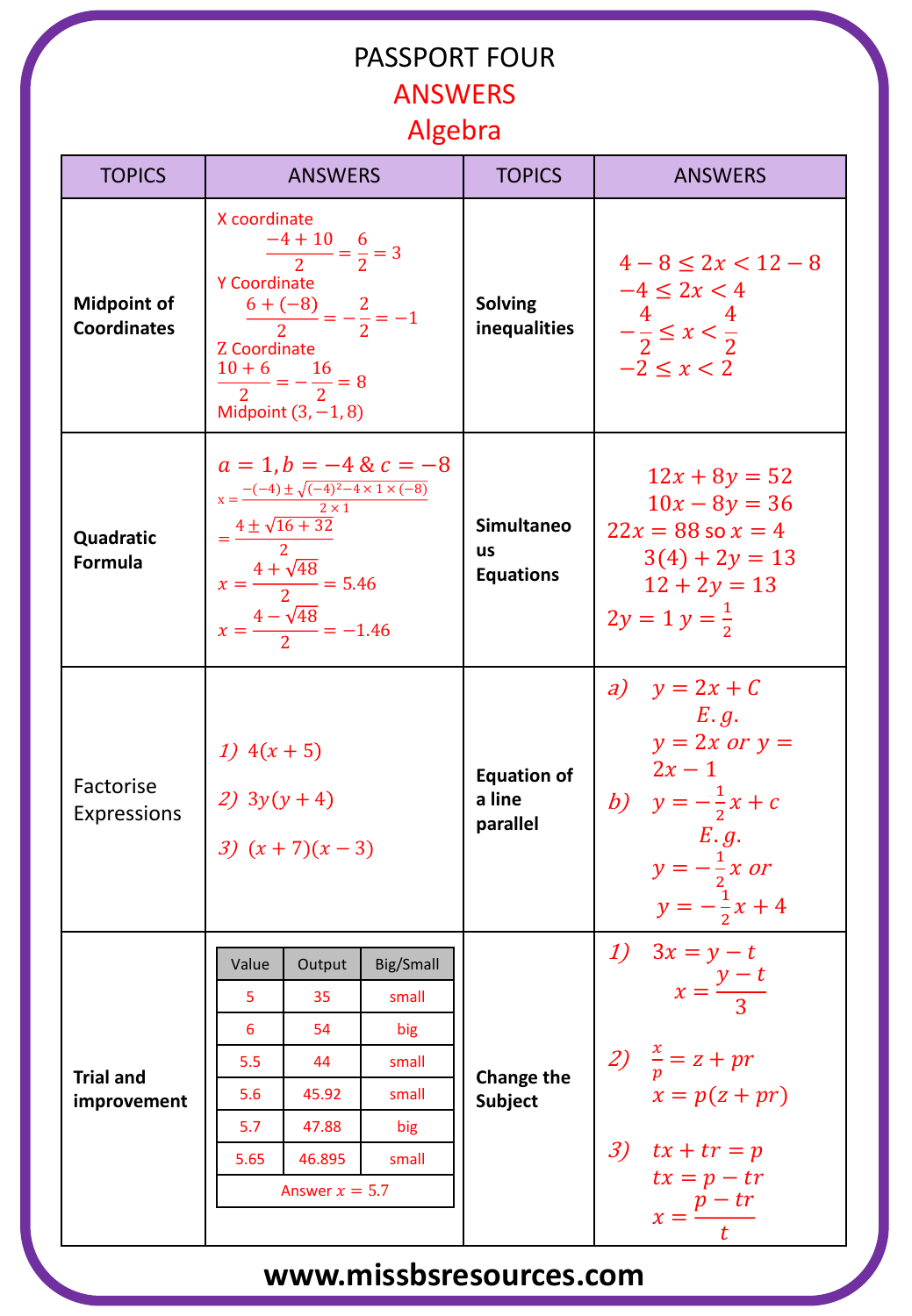# PASSPORT FOUR

## ANSWERS

## Algebra

| TOPICS | ANSWERS | TOPICS | ANSWERS |
|---|---|---|---|
| **Midpoint of Coordinates** | X coordinate $\frac{-4+10}{2} = \frac{6}{2} = 3$ <br> Y Coordinate $\frac{6+(-8)}{2} = -\frac{2}{2} = -1$ <br> Z Coordinate $\frac{10+6}{2} = -\frac{16}{2} = 8$ <br> Midpoint $(3, -1, 8)$ | **Solving inequalities** | $4 - 8 \leq 2x < 12 - 8$ <br> $-4 \leq 2x < 4$ <br> $-\frac{4}{2} \leq x < \frac{4}{2}$ <br> $-2 \leq x < 2$ |
| **Quadratic Formula** | $a = 1, b = -4 \;\&\; c = -8$ <br> $x = \frac{-(-4) \pm \sqrt{(-4)^2 - 4 \times 1 \times (-8)}}{2 \times 1}$ <br> $= \frac{4 \pm \sqrt{16+32}}{2}$ <br> $x = \frac{4+\sqrt{48}}{2} = 5.46$ <br> $x = \frac{4-\sqrt{48}}{2} = -1.46$ | **Simultaneous Equations** | $12x + 8y = 52$ <br> $10x - 8y = 36$ <br> $22x = 88$ so $x = 4$ <br> $3(4) + 2y = 13$ <br> $12 + 2y = 13$ <br> $2y = 1$ $y = \frac{1}{2}$ |
| Factorise Expressions | 1) $4(x+5)$ <br> 2) $3y(y+4)$ <br> 3) $(x+7)(x-3)$ | **Equation of a line parallel** | a) $y = 2x + C$ <br> E.g. <br> $y = 2x$ or $y = 2x - 1$ <br> b) $y = -\frac{1}{2}x + c$ <br> E.g. <br> $y = -\frac{1}{2}x$ or <br> $y = -\frac{1}{2}x + 4$ |
| **Trial and improvement** | (see table below) | **Change the Subject** | 1) $3x = y - t$ <br> $x = \frac{y-t}{3}$ <br> 2) $\frac{x}{p} = z + pr$ <br> $x = p(z + pr)$ <br> 3) $tx + tr = p$ <br> $tx = p - tr$ <br> $x = \frac{p - tr}{t}$ |

**Trial and improvement:**

| Value | Output | Big/Small |
|---|---|---|
| 5 | 35 | small |
| 6 | 54 | big |
| 5.5 | 44 | small |
| 5.6 | 45.92 | small |
| 5.7 | 47.88 | big |
| 5.65 | 46.895 | small |
| Answer $x = 5.7$ | | |

www.missbsresources.com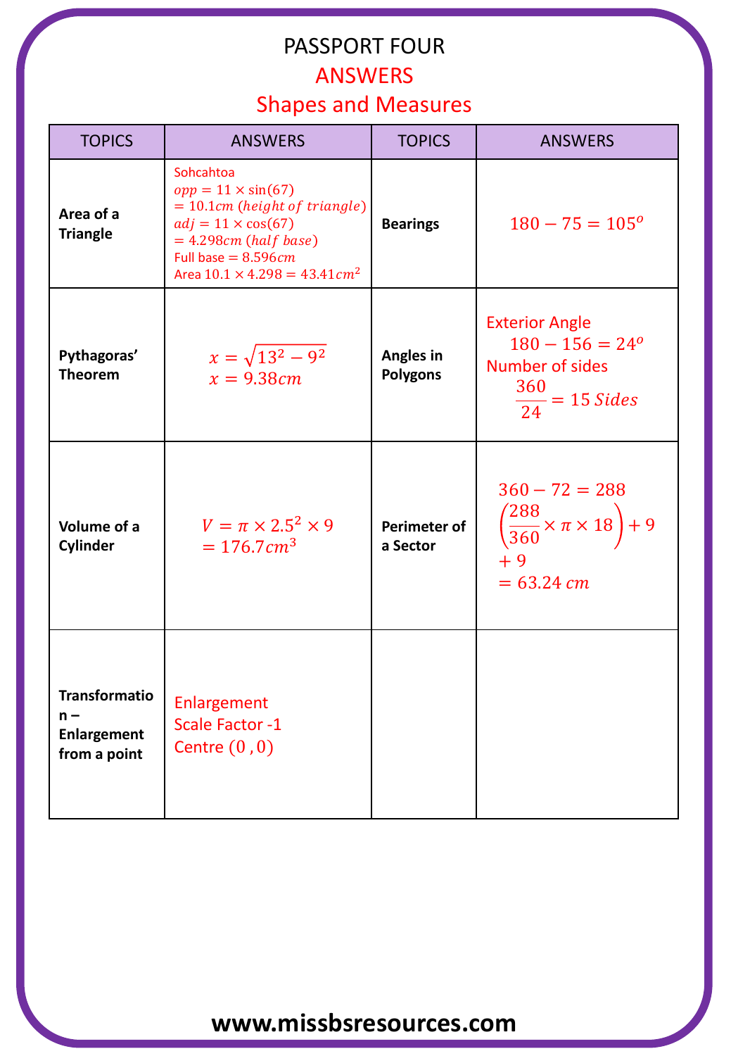# PASSPORT FOUR

## ANSWERS

## Shapes and Measures

| TOPICS | ANSWERS | TOPICS | ANSWERS |
|---|---|---|---|
| **Area of a Triangle** | Sohcahtoa<br>$opp = 11 \times \sin(67)$<br>$= 10.1cm\ (height\ of\ triangle)$<br>$adj = 11 \times \cos(67)$<br>$= 4.298cm\ (half\ base)$<br>Full base $= 8.596cm$<br>Area $10.1 \times 4.298 = 43.41cm^2$ | **Bearings** | $180 - 75 = 105^o$ |
| **Pythagoras' Theorem** | $x = \sqrt{13^2 - 9^2}$<br>$x = 9.38cm$ | **Angles in Polygons** | Exterior Angle<br>$180 - 156 = 24^o$<br>Number of sides<br>$\frac{360}{24} = 15\ Sides$ |
| **Volume of a Cylinder** | $V = \pi \times 2.5^2 \times 9$<br>$= 176.7cm^3$ | **Perimeter of a Sector** | $360 - 72 = 288$<br>$\left(\frac{288}{360} \times \pi \times 18\right) + 9$<br>$+ 9$<br>$= 63.24\ cm$ |
| **Transformation – Enlargement from a point** | Enlargement<br>Scale Factor -1<br>Centre $(0, 0)$ | | |

**www.missbsresources.com**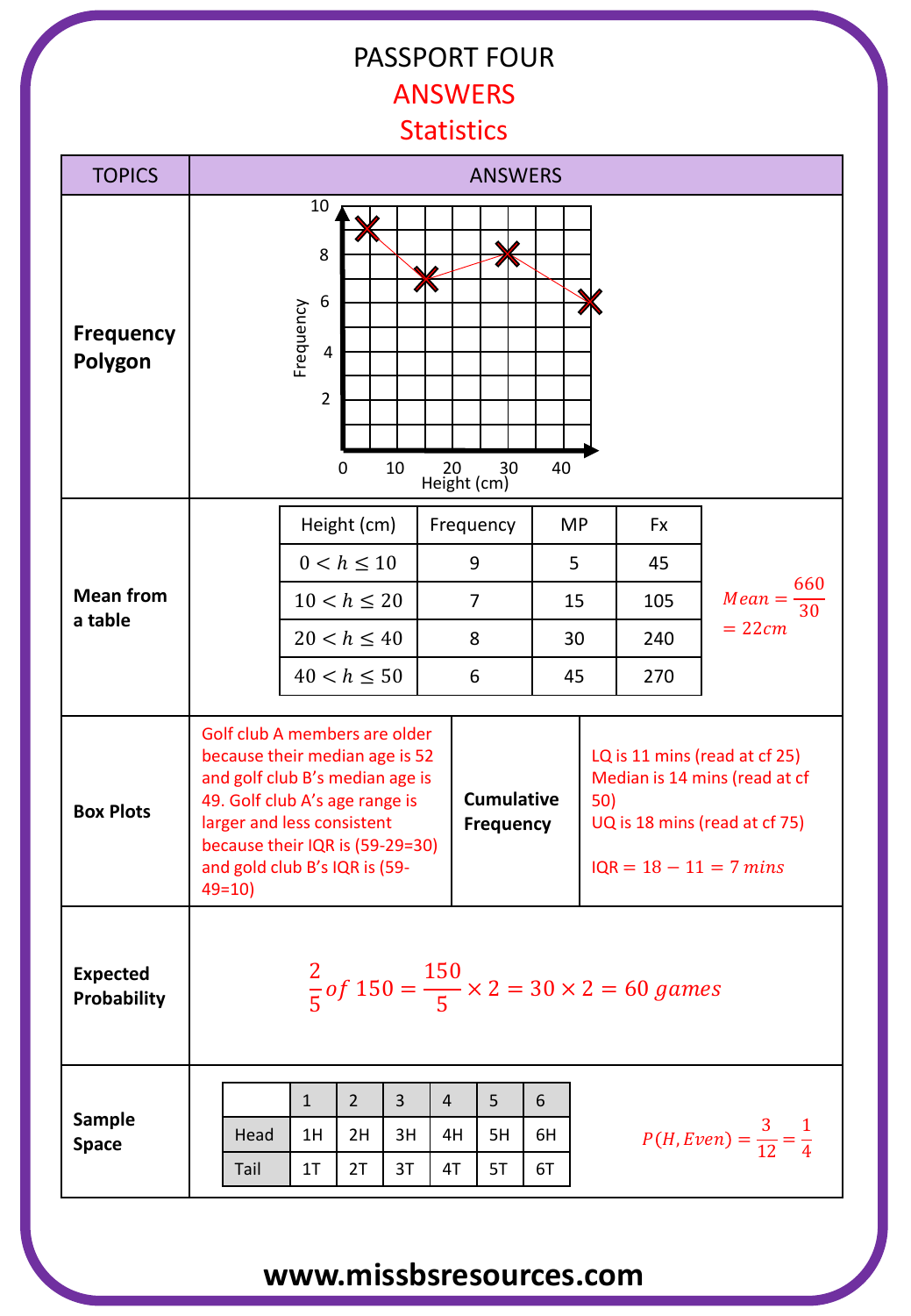# PASSPORT FOUR

## ANSWERS

## Statistics

| TOPICS | ANSWERS |
|---|---|
| **Frequency Polygon** | (graph) Frequency axis: 2, 4, 6, 8, 10; Height (cm) axis: 0, 10, 20, 30, 40 |
| **Mean from a table** | See table below. $Mean = \frac{660}{30} = 22cm$ |
| **Box Plots** | Golf club A members are older because their median age is 52 and golf club B's median age is 49. Golf club A's age range is larger and less consistent because their IQR is (59-29=30) and gold club B's IQR is (59-49=10) |
| **Cumulative Frequency** | LQ is 11 mins (read at cf 25) Median is 14 mins (read at cf 50) UQ is 18 mins (read at cf 75) $IQR = 18 - 11 = 7\ mins$ |
| **Expected Probability** | $\frac{2}{5} of\ 150 = \frac{150}{5} \times 2 = 30 \times 2 = 60\ games$ |
| **Sample Space** | See table below. $P(H, Even) = \frac{3}{12} = \frac{1}{4}$ |

Frequency
Height (cm)
10, 8, 6, 4, 2
0, 10, 20, 30, 40

| Height (cm) | Frequency | MP | Fx |
|---|---|---|---|
| $0 < h \leq 10$ | 9 | 5 | 45 |
| $10 < h \leq 20$ | 7 | 15 | 105 |
| $20 < h \leq 40$ | 8 | 30 | 240 |
| $40 < h \leq 50$ | 6 | 45 | 270 |

$$Mean = \frac{660}{30} = 22cm$$

| | 1 | 2 | 3 | 4 | 5 | 6 |
|---|---|---|---|---|---|---|
| Head | 1H | 2H | 3H | 4H | 5H | 6H |
| Tail | 1T | 2T | 3T | 4T | 5T | 6T |

$$P(H, Even) = \frac{3}{12} = \frac{1}{4}$$

www.missbsresources.com